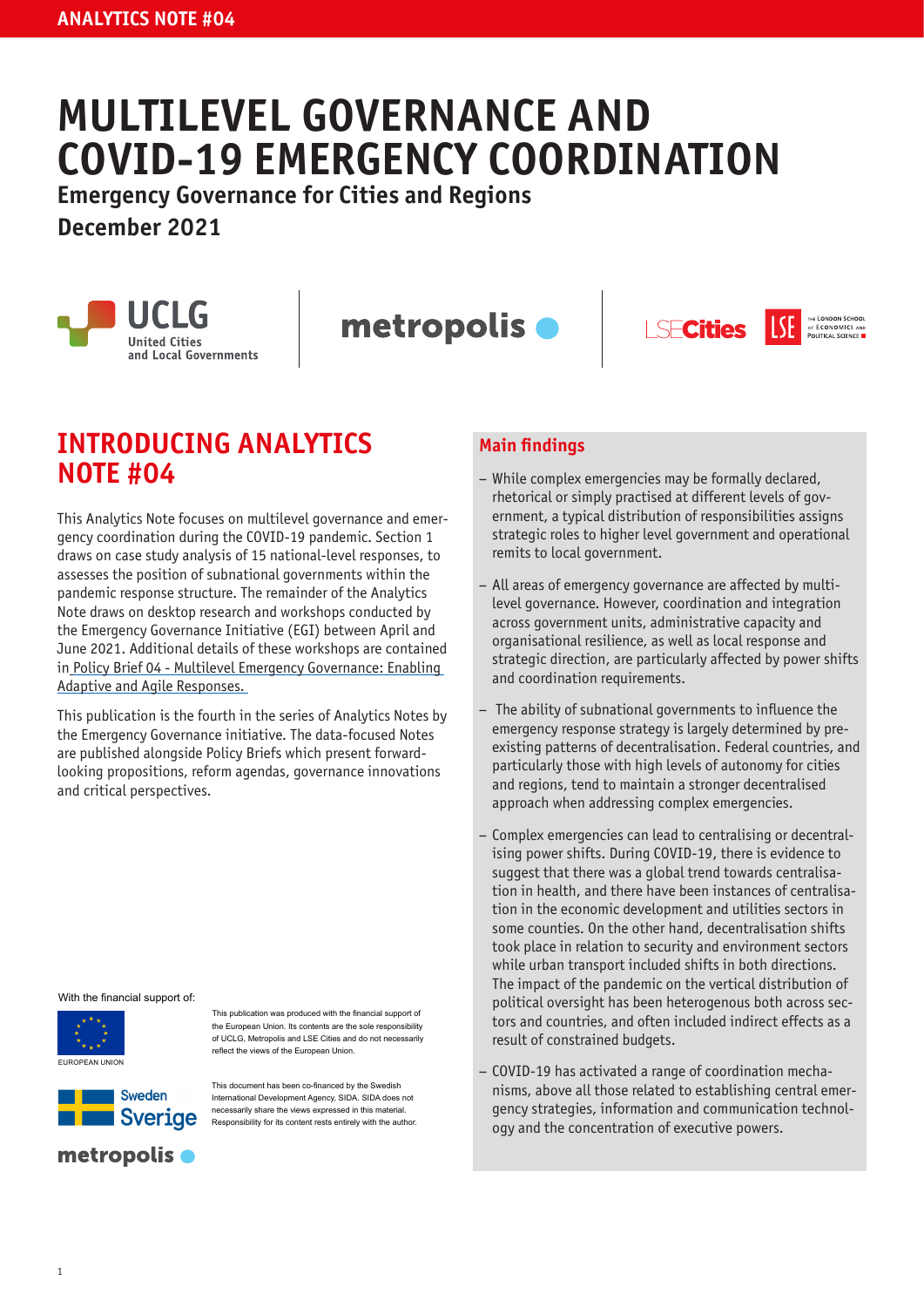ANALYTICS NOTE #04

# MULTILEVEL GOVERNANCE AND COVID-19 EMERGENCY COORDINATION

**Emergency Governance for Cities and Regions**

**December 2021**

UCLG United Cities and Local Governments | metropolis | LSE Cities | LSE The London School of Economics and Political Science

## INTRODUCING ANALYTICS NOTE #04

This Analytics Note focuses on multilevel governance and emergency coordination during the COVID-19 pandemic. Section 1 draws on case study analysis of 15 national-level responses, to assesses the position of subnational governments within the pandemic response structure. The remainder of the Analytics Note draws on desktop research and workshops conducted by the Emergency Governance Initiative (EGI) between April and June 2021. Additional details of these workshops are contained in Policy Brief 04 - Multilevel Emergency Governance: Enabling Adaptive and Agile Responses.

This publication is the fourth in the series of Analytics Notes by the Emergency Governance initiative. The data-focused Notes are published alongside Policy Briefs which present forward-looking propositions, reform agendas, governance innovations and critical perspectives.

### Main findings

- While complex emergencies may be formally declared, rhetorical or simply practised at different levels of government, a typical distribution of responsibilities assigns strategic roles to higher level government and operational remits to local government.
- All areas of emergency governance are affected by multilevel governance. However, coordination and integration across government units, administrative capacity and organisational resilience, as well as local response and strategic direction, are particularly affected by power shifts and coordination requirements.
- The ability of subnational governments to influence the emergency response strategy is largely determined by pre-existing patterns of decentralisation. Federal countries, and particularly those with high levels of autonomy for cities and regions, tend to maintain a stronger decentralised approach when addressing complex emergencies.
- Complex emergencies can lead to centralising or decentralising power shifts. During COVID-19, there is evidence to suggest that there was a global trend towards centralisation in health, and there have been instances of centralisation in the economic development and utilities sectors in some counties. On the other hand, decentralisation shifts took place in relation to security and environment sectors while urban transport included shifts in both directions. The impact of the pandemic on the vertical distribution of political oversight has been heterogenous both across sectors and countries, and often included indirect effects as a result of constrained budgets.
- COVID-19 has activated a range of coordination mechanisms, above all those related to establishing central emergency strategies, information and communication technology and the concentration of executive powers.

With the financial support of:

EUROPEAN UNION

This publication was produced with the financial support of the European Union. Its contents are the sole responsibility of UCLG, Metropolis and LSE Cities and do not necessarily reflect the views of the European Union.

Sweden Sverige

This document has been co-financed by the Swedish International Development Agency, SIDA. SIDA does not necessarily share the views expressed in this material. Responsibility for its content rests entirely with the author.

metropolis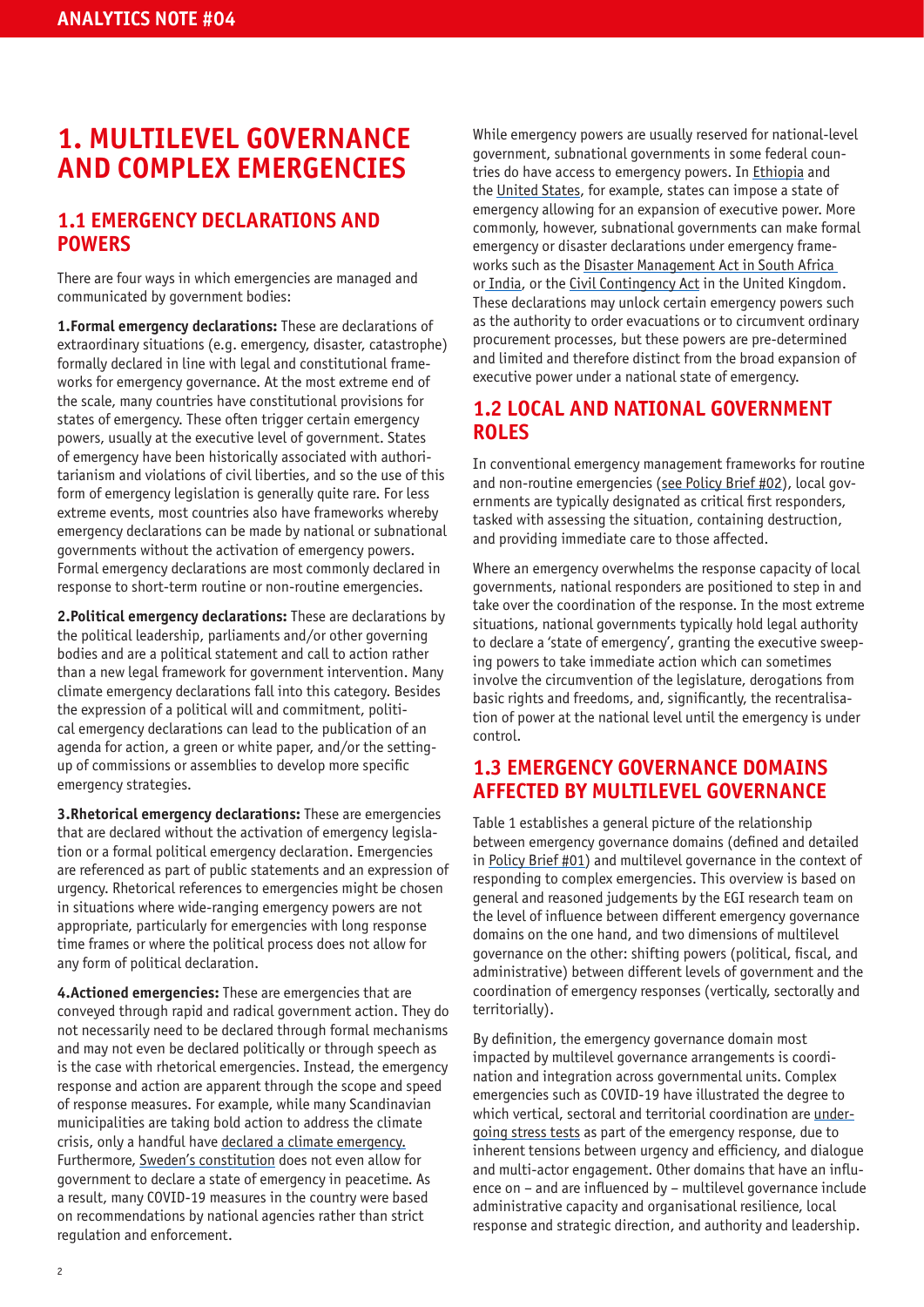# 1. MULTILEVEL GOVERNANCE AND COMPLEX EMERGENCIES

## 1.1 EMERGENCY DECLARATIONS AND POWERS

There are four ways in which emergencies are managed and communicated by government bodies:

**1.Formal emergency declarations:** These are declarations of extraordinary situations (e.g. emergency, disaster, catastrophe) formally declared in line with legal and constitutional frameworks for emergency governance. At the most extreme end of the scale, many countries have constitutional provisions for states of emergency. These often trigger certain emergency powers, usually at the executive level of government. States of emergency have been historically associated with authoritarianism and violations of civil liberties, and so the use of this form of emergency legislation is generally quite rare. For less extreme events, most countries also have frameworks whereby emergency declarations can be made by national or subnational governments without the activation of emergency powers. Formal emergency declarations are most commonly declared in response to short-term routine or non-routine emergencies.

**2.Political emergency declarations:** These are declarations by the political leadership, parliaments and/or other governing bodies and are a political statement and call to action rather than a new legal framework for government intervention. Many climate emergency declarations fall into this category. Besides the expression of a political will and commitment, political emergency declarations can lead to the publication of an agenda for action, a green or white paper, and/or the setting-up of commissions or assemblies to develop more specific emergency strategies.

**3.Rhetorical emergency declarations:** These are emergencies that are declared without the activation of emergency legislation or a formal political emergency declaration. Emergencies are referenced as part of public statements and an expression of urgency. Rhetorical references to emergencies might be chosen in situations where wide-ranging emergency powers are not appropriate, particularly for emergencies with long response time frames or where the political process does not allow for any form of political declaration.

**4.Actioned emergencies:** These are emergencies that are conveyed through rapid and radical government action. They do not necessarily need to be declared through formal mechanisms and may not even be declared politically or through speech as is the case with rhetorical emergencies. Instead, the emergency response and action are apparent through the scope and speed of response measures. For example, while many Scandinavian municipalities are taking bold action to address the climate crisis, only a handful have declared a climate emergency. Furthermore, Sweden's constitution does not even allow for government to declare a state of emergency in peacetime. As a result, many COVID-19 measures in the country were based on recommendations by national agencies rather than strict regulation and enforcement.

While emergency powers are usually reserved for national-level government, subnational governments in some federal countries do have access to emergency powers. In Ethiopia and the United States, for example, states can impose a state of emergency allowing for an expansion of executive power. More commonly, however, subnational governments can make formal emergency or disaster declarations under emergency frameworks such as the Disaster Management Act in South Africa or India, or the Civil Contingency Act in the United Kingdom. These declarations may unlock certain emergency powers such as the authority to order evacuations or to circumvent ordinary procurement processes, but these powers are pre-determined and limited and therefore distinct from the broad expansion of executive power under a national state of emergency.

## 1.2 LOCAL AND NATIONAL GOVERNMENT ROLES

In conventional emergency management frameworks for routine and non-routine emergencies (see Policy Brief #02), local governments are typically designated as critical first responders, tasked with assessing the situation, containing destruction, and providing immediate care to those affected.

Where an emergency overwhelms the response capacity of local governments, national responders are positioned to step in and take over the coordination of the response. In the most extreme situations, national governments typically hold legal authority to declare a 'state of emergency', granting the executive sweeping powers to take immediate action which can sometimes involve the circumvention of the legislature, derogations from basic rights and freedoms, and, significantly, the recentralisation of power at the national level until the emergency is under control.

## 1.3 EMERGENCY GOVERNANCE DOMAINS AFFECTED BY MULTILEVEL GOVERNANCE

Table 1 establishes a general picture of the relationship between emergency governance domains (defined and detailed in Policy Brief #01) and multilevel governance in the context of responding to complex emergencies. This overview is based on general and reasoned judgements by the EGI research team on the level of influence between different emergency governance domains on the one hand, and two dimensions of multilevel governance on the other: shifting powers (political, fiscal, and administrative) between different levels of government and the coordination of emergency responses (vertically, sectorally and territorially).

By definition, the emergency governance domain most impacted by multilevel governance arrangements is coordination and integration across governmental units. Complex emergencies such as COVID-19 have illustrated the degree to which vertical, sectoral and territorial coordination are undergoing stress tests as part of the emergency response, due to inherent tensions between urgency and efficiency, and dialogue and multi-actor engagement. Other domains that have an influence on – and are influenced by – multilevel governance include administrative capacity and organisational resilience, local response and strategic direction, and authority and leadership.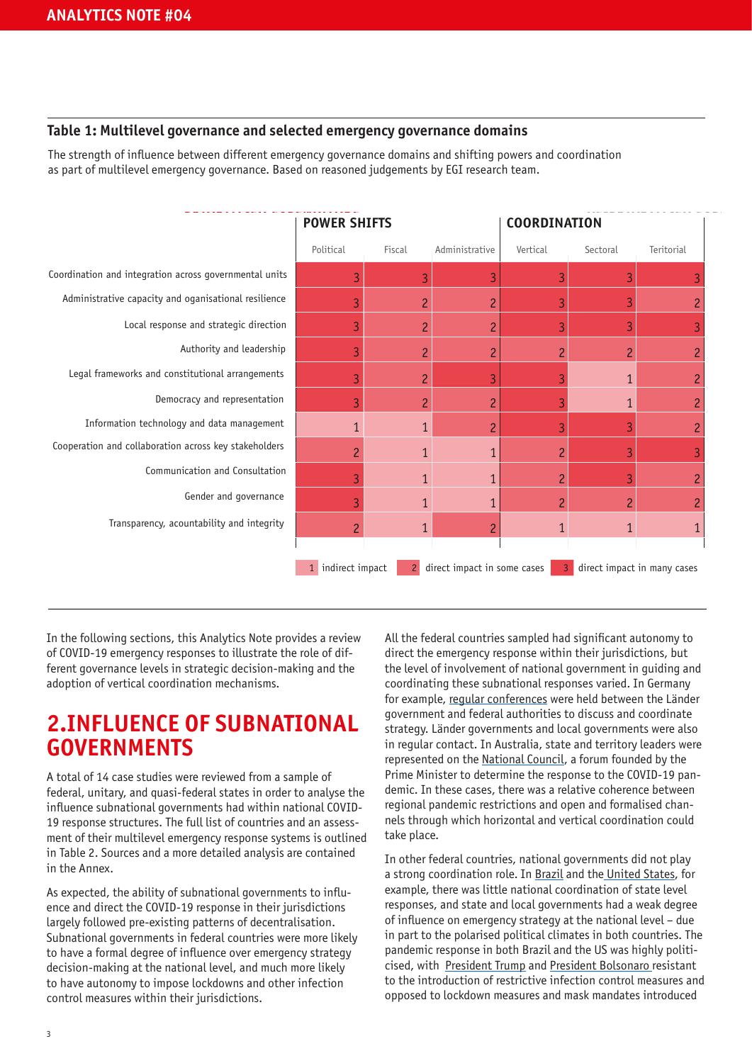### Table 1: Multilevel governance and selected emergency governance domains

The strength of influence between different emergency governance domains and shifting powers and coordination as part of multilevel emergency governance. Based on reasoned judgements by EGI research team.

| | POWER SHIFTS | | | COORDINATION | | |
|---|---|---|---|---|---|---|
| | Political | Fiscal | Administrative | Vertical | Sectoral | Teritorial |
| Coordination and integration across governmental units | 3 | 3 | 3 | 3 | 3 | 3 |
| Administrative capacity and oganisational resilience | 3 | 2 | 2 | 3 | 3 | 2 |
| Local response and strategic direction | 3 | 2 | 2 | 3 | 3 | 3 |
| Authority and leadership | 3 | 2 | 2 | 2 | 2 | 2 |
| Legal frameworks and constitutional arrangements | 3 | 2 | 3 | 3 | 1 | 2 |
| Democracy and representation | 3 | 2 | 2 | 3 | 1 | 2 |
| Information technology and data management | 1 | 1 | 2 | 3 | 3 | 2 |
| Cooperation and collaboration across key stakeholders | 2 | 1 | 1 | 2 | 3 | 3 |
| Communication and Consultation | 3 | 1 | 1 | 2 | 3 | 2 |
| Gender and governance | 3 | 1 | 1 | 2 | 2 | 2 |
| Transparency, acountability and integrity | 2 | 1 | 2 | 1 | 1 | 1 |

1 indirect impact 2 direct impact in some cases 3 direct impact in many cases

In the following sections, this Analytics Note provides a review of COVID-19 emergency responses to illustrate the role of different governance levels in strategic decision-making and the adoption of vertical coordination mechanisms.

## 2.INFLUENCE OF SUBNATIONAL GOVERNMENTS

A total of 14 case studies were reviewed from a sample of federal, unitary, and quasi-federal states in order to analyse the influence subnational governments had within national COVID-19 response structures. The full list of countries and an assessment of their multilevel emergency response systems is outlined in Table 2. Sources and a more detailed analysis are contained in the Annex.

As expected, the ability of subnational governments to influence and direct the COVID-19 response in their jurisdictions largely followed pre-existing patterns of decentralisation. Subnational governments in federal countries were more likely to have a formal degree of influence over emergency strategy decision-making at the national level, and much more likely to have autonomy to impose lockdowns and other infection control measures within their jurisdictions.

All the federal countries sampled had significant autonomy to direct the emergency response within their jurisdictions, but the level of involvement of national government in guiding and coordinating these subnational responses varied. In Germany for example, regular conferences were held between the Länder government and federal authorities to discuss and coordinate strategy. Länder governments and local governments were also in regular contact. In Australia, state and territory leaders were represented on the National Council, a forum founded by the Prime Minister to determine the response to the COVID-19 pandemic. In these cases, there was a relative coherence between regional pandemic restrictions and open and formalised channels through which horizontal and vertical coordination could take place.

In other federal countries, national governments did not play a strong coordination role. In Brazil and the United States, for example, there was little national coordination of state level responses, and state and local governments had a weak degree of influence on emergency strategy at the national level – due in part to the polarised political climates in both countries. The pandemic response in both Brazil and the US was highly politicised, with President Trump and President Bolsonaro resistant to the introduction of restrictive infection control measures and opposed to lockdown measures and mask mandates introduced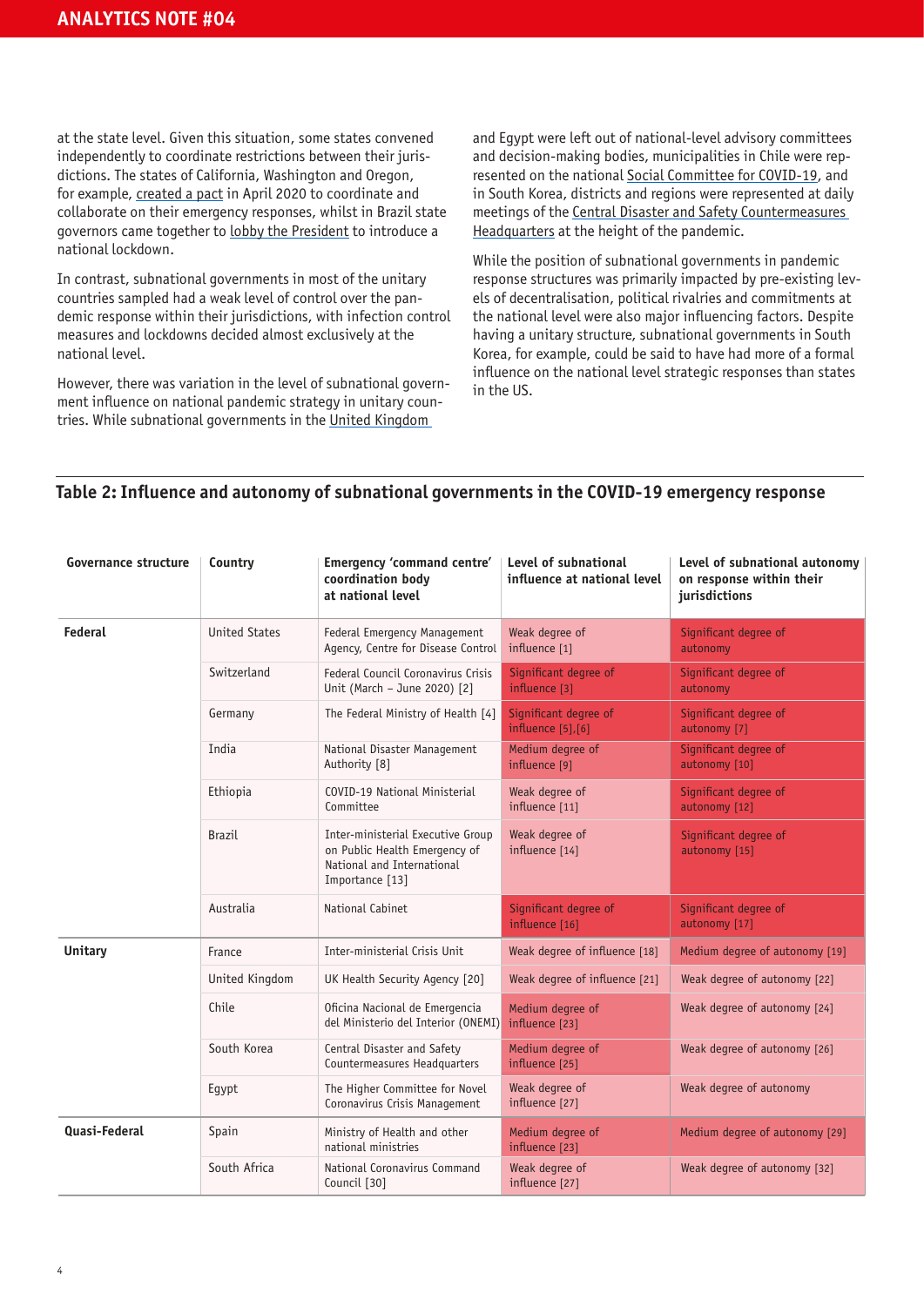at the state level. Given this situation, some states convened independently to coordinate restrictions between their jurisdictions. The states of California, Washington and Oregon, for example, created a pact in April 2020 to coordinate and collaborate on their emergency responses, whilst in Brazil state governors came together to lobby the President to introduce a national lockdown.

In contrast, subnational governments in most of the unitary countries sampled had a weak level of control over the pandemic response within their jurisdictions, with infection control measures and lockdowns decided almost exclusively at the national level.

However, there was variation in the level of subnational government influence on national pandemic strategy in unitary countries. While subnational governments in the United Kingdom and Egypt were left out of national-level advisory committees and decision-making bodies, municipalities in Chile were represented on the national Social Committee for COVID-19, and in South Korea, districts and regions were represented at daily meetings of the Central Disaster and Safety Countermeasures Headquarters at the height of the pandemic.

While the position of subnational governments in pandemic response structures was primarily impacted by pre-existing levels of decentralisation, political rivalries and commitments at the national level were also major influencing factors. Despite having a unitary structure, subnational governments in South Korea, for example, could be said to have had more of a formal influence on the national level strategic responses than states in the US.

## Table 2: Influence and autonomy of subnational governments in the COVID-19 emergency response

| Governance structure | Country | Emergency 'command centre' coordination body at national level | Level of subnational influence at national level | Level of subnational autonomy on response within their jurisdictions |
|---|---|---|---|---|
| **Federal** | United States | Federal Emergency Management Agency, Centre for Disease Control | Weak degree of influence [1] | Significant degree of autonomy |
| | Switzerland | Federal Council Coronavirus Crisis Unit (March – June 2020) [2] | Significant degree of influence [3] | Significant degree of autonomy |
| | Germany | The Federal Ministry of Health [4] | Significant degree of influence [5],[6] | Significant degree of autonomy [7] |
| | India | National Disaster Management Authority [8] | Medium degree of influence [9] | Significant degree of autonomy [10] |
| | Ethiopia | COVID-19 National Ministerial Committee | Weak degree of influence [11] | Significant degree of autonomy [12] |
| | Brazil | Inter-ministerial Executive Group on Public Health Emergency of National and International Importance [13] | Weak degree of influence [14] | Significant degree of autonomy [15] |
| | Australia | National Cabinet | Significant degree of influence [16] | Significant degree of autonomy [17] |
| **Unitary** | France | Inter-ministerial Crisis Unit | Weak degree of influence [18] | Medium degree of autonomy [19] |
| | United Kingdom | UK Health Security Agency [20] | Weak degree of influence [21] | Weak degree of autonomy [22] |
| | Chile | Oficina Nacional de Emergencia del Ministerio del Interior (ONEMI) | Medium degree of influence [23] | Weak degree of autonomy [24] |
| | South Korea | Central Disaster and Safety Countermeasures Headquarters | Medium degree of influence [25] | Weak degree of autonomy [26] |
| | Egypt | The Higher Committee for Novel Coronavirus Crisis Management | Weak degree of influence [27] | Weak degree of autonomy |
| **Quasi-Federal** | Spain | Ministry of Health and other national ministries | Medium degree of influence [23] | Medium degree of autonomy [29] |
| | South Africa | National Coronavirus Command Council [30] | Weak degree of influence [27] | Weak degree of autonomy [32] |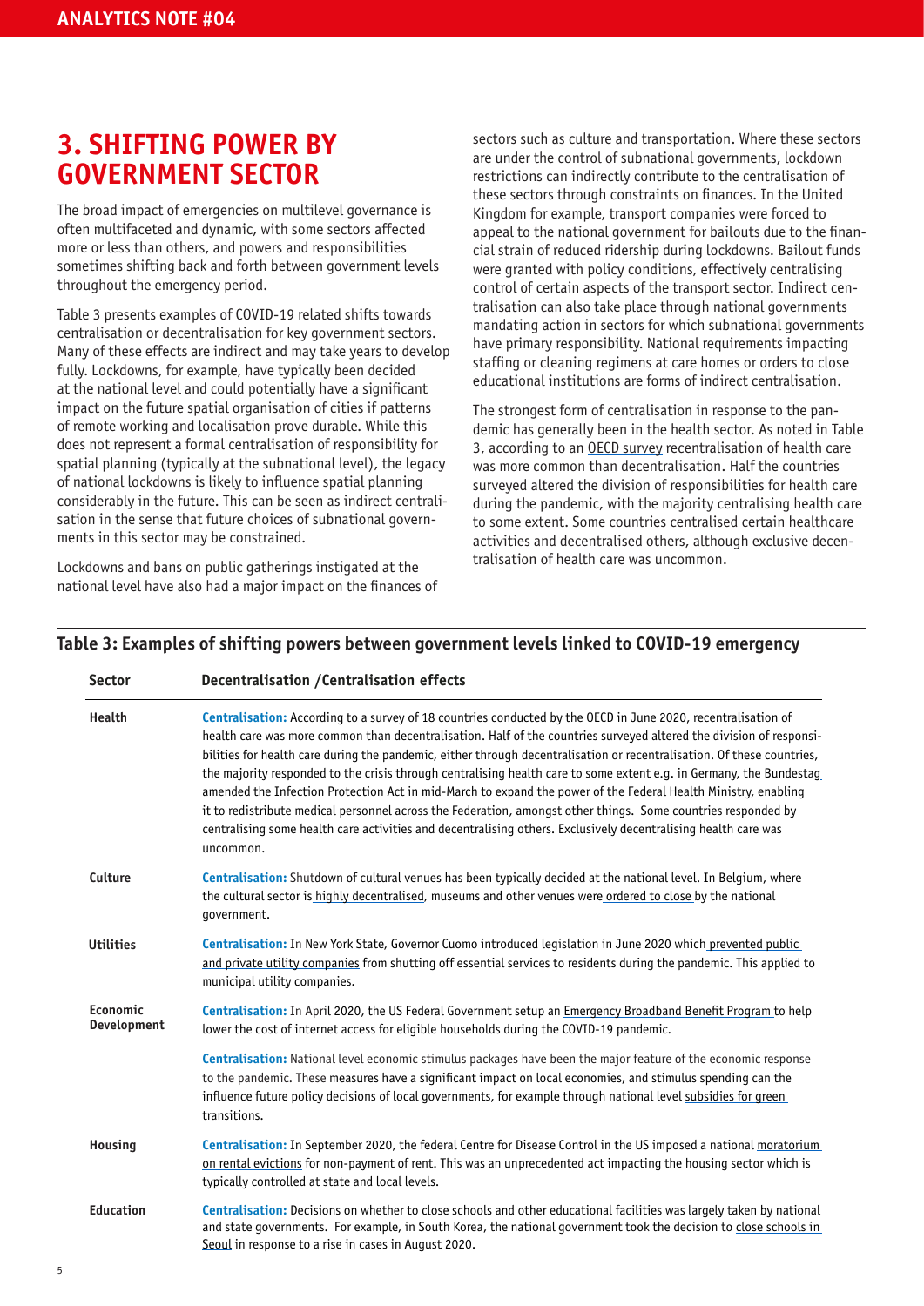## 3. SHIFTING POWER BY GOVERNMENT SECTOR

The broad impact of emergencies on multilevel governance is often multifaceted and dynamic, with some sectors affected more or less than others, and powers and responsibilities sometimes shifting back and forth between government levels throughout the emergency period.

Table 3 presents examples of COVID-19 related shifts towards centralisation or decentralisation for key government sectors. Many of these effects are indirect and may take years to develop fully. Lockdowns, for example, have typically been decided at the national level and could potentially have a significant impact on the future spatial organisation of cities if patterns of remote working and localisation prove durable. While this does not represent a formal centralisation of responsibility for spatial planning (typically at the subnational level), the legacy of national lockdowns is likely to influence spatial planning considerably in the future. This can be seen as indirect centralisation in the sense that future choices of subnational governments in this sector may be constrained.

Lockdowns and bans on public gatherings instigated at the national level have also had a major impact on the finances of sectors such as culture and transportation. Where these sectors are under the control of subnational governments, lockdown restrictions can indirectly contribute to the centralisation of these sectors through constraints on finances. In the United Kingdom for example, transport companies were forced to appeal to the national government for bailouts due to the financial strain of reduced ridership during lockdowns. Bailout funds were granted with policy conditions, effectively centralising control of certain aspects of the transport sector. Indirect centralisation can also take place through national governments mandating action in sectors for which subnational governments have primary responsibility. National requirements impacting staffing or cleaning regimens at care homes or orders to close educational institutions are forms of indirect centralisation.

The strongest form of centralisation in response to the pandemic has generally been in the health sector. As noted in Table 3, according to an OECD survey recentralisation of health care was more common than decentralisation. Half the countries surveyed altered the division of responsibilities for health care during the pandemic, with the majority centralising health care to some extent. Some countries centralised certain healthcare activities and decentralised others, although exclusive decentralisation of health care was uncommon.

**Table 3: Examples of shifting powers between government levels linked to COVID-19 emergency**

| Sector | Decentralisation /Centralisation effects |
|---|---|
| **Health** | **Centralisation:** According to a survey of 18 countries conducted by the OECD in June 2020, recentralisation of health care was more common than decentralisation. Half of the countries surveyed altered the division of responsibilities for health care during the pandemic, either through decentralisation or recentralisation. Of these countries, the majority responded to the crisis through centralising health care to some extent e.g. in Germany, the Bundestag amended the Infection Protection Act in mid-March to expand the power of the Federal Health Ministry, enabling it to redistribute medical personnel across the Federation, amongst other things. Some countries responded by centralising some health care activities and decentralising others. Exclusively decentralising health care was uncommon. |
| **Culture** | **Centralisation:** Shutdown of cultural venues has been typically decided at the national level. In Belgium, where the cultural sector is highly decentralised, museums and other venues were ordered to close by the national government. |
| **Utilities** | **Centralisation:** In New York State, Governor Cuomo introduced legislation in June 2020 which prevented public and private utility companies from shutting off essential services to residents during the pandemic. This applied to municipal utility companies. |
| **Economic Development** | **Centralisation:** In April 2020, the US Federal Government setup an Emergency Broadband Benefit Program to help lower the cost of internet access for eligible households during the COVID-19 pandemic. |
| | **Centralisation:** National level economic stimulus packages have been the major feature of the economic response to the pandemic. These measures have a significant impact on local economies, and stimulus spending can the influence future policy decisions of local governments, for example through national level subsidies for green transitions. |
| **Housing** | **Centralisation:** In September 2020, the federal Centre for Disease Control in the US imposed a national moratorium on rental evictions for non-payment of rent. This was an unprecedented act impacting the housing sector which is typically controlled at state and local levels. |
| **Education** | **Centralisation:** Decisions on whether to close schools and other educational facilities was largely taken by national and state governments. For example, in South Korea, the national government took the decision to close schools in Seoul in response to a rise in cases in August 2020. |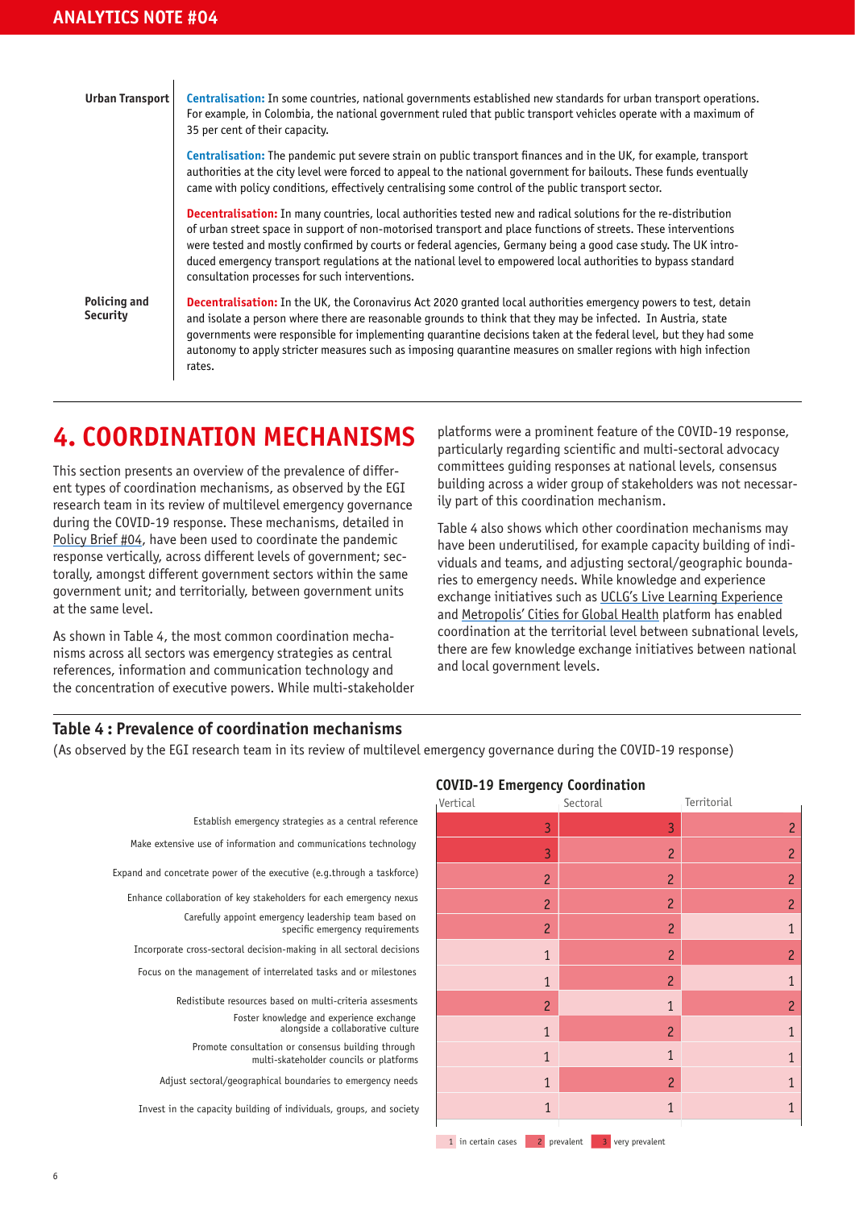| | |
|---|---|
| **Urban Transport** | **Centralisation:** In some countries, national governments established new standards for urban transport operations. For example, in Colombia, the national government ruled that public transport vehicles operate with a maximum of 35 per cent of their capacity. |
| | **Centralisation:** The pandemic put severe strain on public transport finances and in the UK, for example, transport authorities at the city level were forced to appeal to the national government for bailouts. These funds eventually came with policy conditions, effectively centralising some control of the public transport sector. |
| | **Decentralisation:** In many countries, local authorities tested new and radical solutions for the re-distribution of urban street space in support of non-motorised transport and place functions of streets. These interventions were tested and mostly confirmed by courts or federal agencies, Germany being a good case study. The UK introduced emergency transport regulations at the national level to empowered local authorities to bypass standard consultation processes for such interventions. |
| **Policing and Security** | **Decentralisation:** In the UK, the Coronavirus Act 2020 granted local authorities emergency powers to test, detain and isolate a person where there are reasonable grounds to think that they may be infected. In Austria, state governments were responsible for implementing quarantine decisions taken at the federal level, but they had some autonomy to apply stricter measures such as imposing quarantine measures on smaller regions with high infection rates. |

# 4. COORDINATION MECHANISMS

This section presents an overview of the prevalence of different types of coordination mechanisms, as observed by the EGI research team in its review of multilevel emergency governance during the COVID-19 response. These mechanisms, detailed in Policy Brief #04, have been used to coordinate the pandemic response vertically, across different levels of government; sectorally, amongst different government sectors within the same government unit; and territorially, between government units at the same level.

As shown in Table 4, the most common coordination mechanisms across all sectors was emergency strategies as central references, information and communication technology and the concentration of executive powers. While multi-stakeholder platforms were a prominent feature of the COVID-19 response, particularly regarding scientific and multi-sectoral advocacy committees guiding responses at national levels, consensus building across a wider group of stakeholders was not necessarily part of this coordination mechanism.

Table 4 also shows which other coordination mechanisms may have been underutilised, for example capacity building of individuals and teams, and adjusting sectoral/geographic boundaries to emergency needs. While knowledge and experience exchange initiatives such as UCLG's Live Learning Experience and Metropolis' Cities for Global Health platform has enabled coordination at the territorial level between subnational levels, there are few knowledge exchange initiatives between national and local government levels.

## Table 4 : Prevalence of coordination mechanisms

(As observed by the EGI research team in its review of multilevel emergency governance during the COVID-19 response)

| | COVID-19 Emergency Coordination | | |
|---|---|---|---|
| | Vertical | Sectoral | Territorial |
| Establish emergency strategies as a central reference | 3 | 3 | 2 |
| Make extensive use of information and communications technology | 3 | 2 | 2 |
| Expand and concetrate power of the executive (e.g.through a taskforce) | 2 | 2 | 2 |
| Enhance collaboration of key stakeholders for each emergency nexus | 2 | 2 | 2 |
| Carefully appoint emergency leadership team based on specific emergency requirements | 2 | 2 | 1 |
| Incorporate cross-sectoral decision-making in all sectoral decisions | 1 | 2 | 2 |
| Focus on the management of interrelated tasks and or milestones | 1 | 2 | 1 |
| Redistibute resources based on multi-criteria assesments | 2 | 1 | 2 |
| Foster knowledge and experience exchange alongside a collaborative culture | 1 | 2 | 1 |
| Promote consultation or consensus building through multi-skateholder councils or platforms | 1 | 1 | 1 |
| Adjust sectoral/geographical boundaries to emergency needs | 1 | 2 | 1 |
| Invest in the capacity building of individuals, groups, and society | 1 | 1 | 1 |

1 in certain cases, 2 prevalent, 3 very prevalent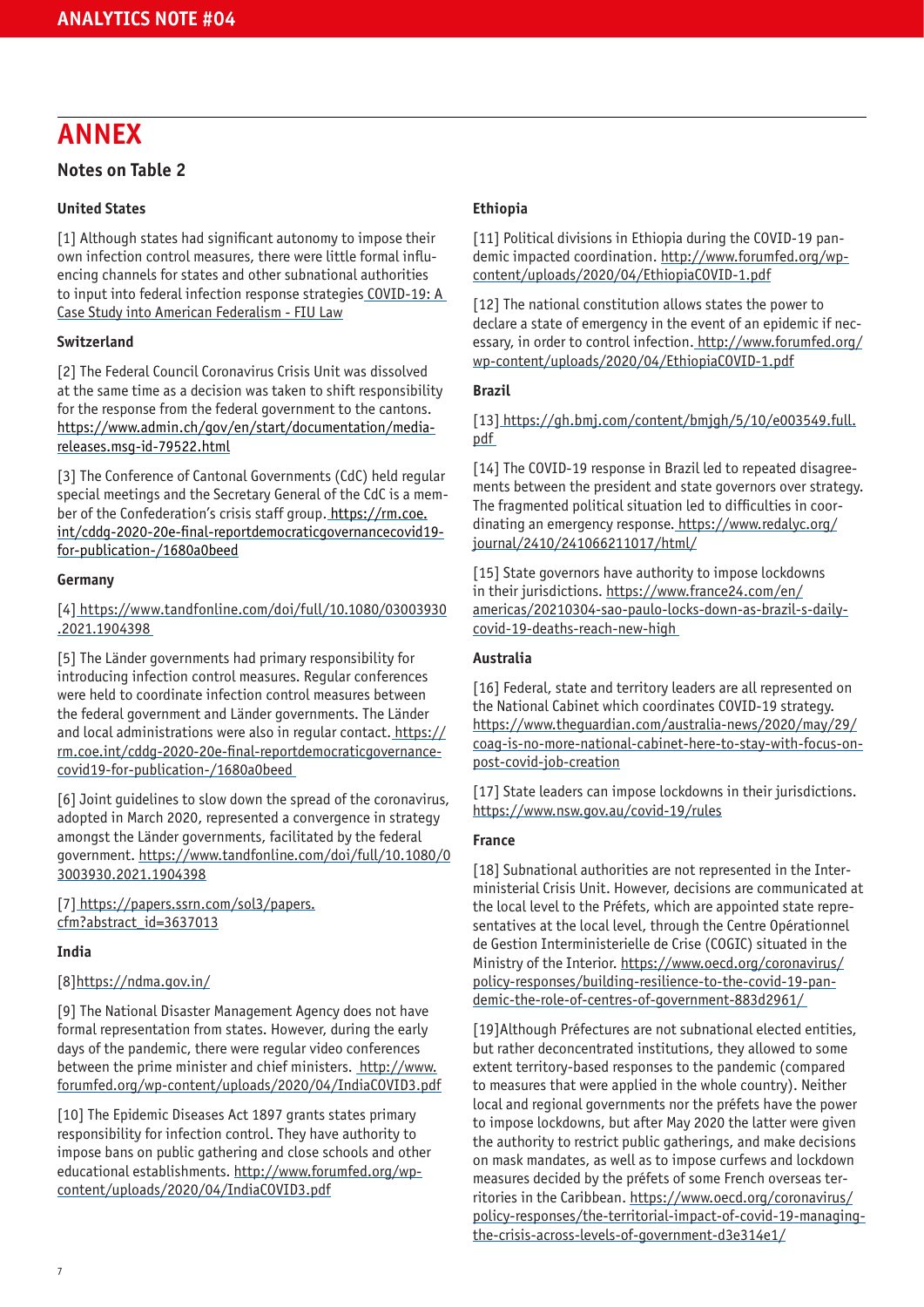# ANNEX

## Notes on Table 2

### United States

[1] Although states had significant autonomy to impose their own infection control measures, there were little formal influencing channels for states and other subnational authorities to input into federal infection response strategies COVID-19: A Case Study into American Federalism - FIU Law

### Switzerland

[2] The Federal Council Coronavirus Crisis Unit was dissolved at the same time as a decision was taken to shift responsibility for the response from the federal government to the cantons. https://www.admin.ch/gov/en/start/documentation/media-releases.msg-id-79522.html

[3] The Conference of Cantonal Governments (CdC) held regular special meetings and the Secretary General of the CdC is a member of the Confederation's crisis staff group. https://rm.coe.int/cddg-2020-20e-final-reportdemocraticgovernancecovid19-for-publication-/1680a0beed

### Germany

[4] https://www.tandfonline.com/doi/full/10.1080/03003930.2021.1904398

[5] The Länder governments had primary responsibility for introducing infection control measures. Regular conferences were held to coordinate infection control measures between the federal government and Länder governments. The Länder and local administrations were also in regular contact. https://rm.coe.int/cddg-2020-20e-final-reportdemocraticgovernance-covid19-for-publication-/1680a0beed

[6] Joint guidelines to slow down the spread of the coronavirus, adopted in March 2020, represented a convergence in strategy amongst the Länder governments, facilitated by the federal government. https://www.tandfonline.com/doi/full/10.1080/03003930.2021.1904398

[7] https://papers.ssrn.com/sol3/papers.cfm?abstract_id=3637013

### India

[8] https://ndma.gov.in/

[9] The National Disaster Management Agency does not have formal representation from states. However, during the early days of the pandemic, there were regular video conferences between the prime minister and chief ministers. http://www.forumfed.org/wp-content/uploads/2020/04/IndiaCOVID3.pdf

[10] The Epidemic Diseases Act 1897 grants states primary responsibility for infection control. They have authority to impose bans on public gathering and close schools and other educational establishments. http://www.forumfed.org/wp-content/uploads/2020/04/IndiaCOVID3.pdf

### Ethiopia

[11] Political divisions in Ethiopia during the COVID-19 pandemic impacted coordination. http://www.forumfed.org/wp-content/uploads/2020/04/EthiopiaCOVID-1.pdf

[12] The national constitution allows states the power to declare a state of emergency in the event of an epidemic if necessary, in order to control infection. http://www.forumfed.org/wp-content/uploads/2020/04/EthiopiaCOVID-1.pdf

### Brazil

[13] https://gh.bmj.com/content/bmjgh/5/10/e003549.full.pdf

[14] The COVID-19 response in Brazil led to repeated disagreements between the president and state governors over strategy. The fragmented political situation led to difficulties in coordinating an emergency response. https://www.redalyc.org/journal/2410/241066211017/html/

[15] State governors have authority to impose lockdowns in their jurisdictions. https://www.france24.com/en/americas/20210304-sao-paulo-locks-down-as-brazil-s-daily-covid-19-deaths-reach-new-high

### Australia

[16] Federal, state and territory leaders are all represented on the National Cabinet which coordinates COVID-19 strategy. https://www.theguardian.com/australia-news/2020/may/29/coag-is-no-more-national-cabinet-here-to-stay-with-focus-on-post-covid-job-creation

[17] State leaders can impose lockdowns in their jurisdictions. https://www.nsw.gov.au/covid-19/rules

### France

[18] Subnational authorities are not represented in the Interministerial Crisis Unit. However, decisions are communicated at the local level to the Préfets, which are appointed state representatives at the local level, through the Centre Opérationnel de Gestion Interministerielle de Crise (COGIC) situated in the Ministry of the Interior. https://www.oecd.org/coronavirus/policy-responses/building-resilience-to-the-covid-19-pandemic-the-role-of-centres-of-government-883d2961/

[19] Although Préfectures are not subnational elected entities, but rather deconcentrated institutions, they allowed to some extent territory-based responses to the pandemic (compared to measures that were applied in the whole country). Neither local and regional governments nor the préfets have the power to impose lockdowns, but after May 2020 the latter were given the authority to restrict public gatherings, and make decisions on mask mandates, as well as to impose curfews and lockdown measures decided by the préfets of some French overseas territories in the Caribbean. https://www.oecd.org/coronavirus/policy-responses/the-territorial-impact-of-covid-19-managing-the-crisis-across-levels-of-government-d3e314e1/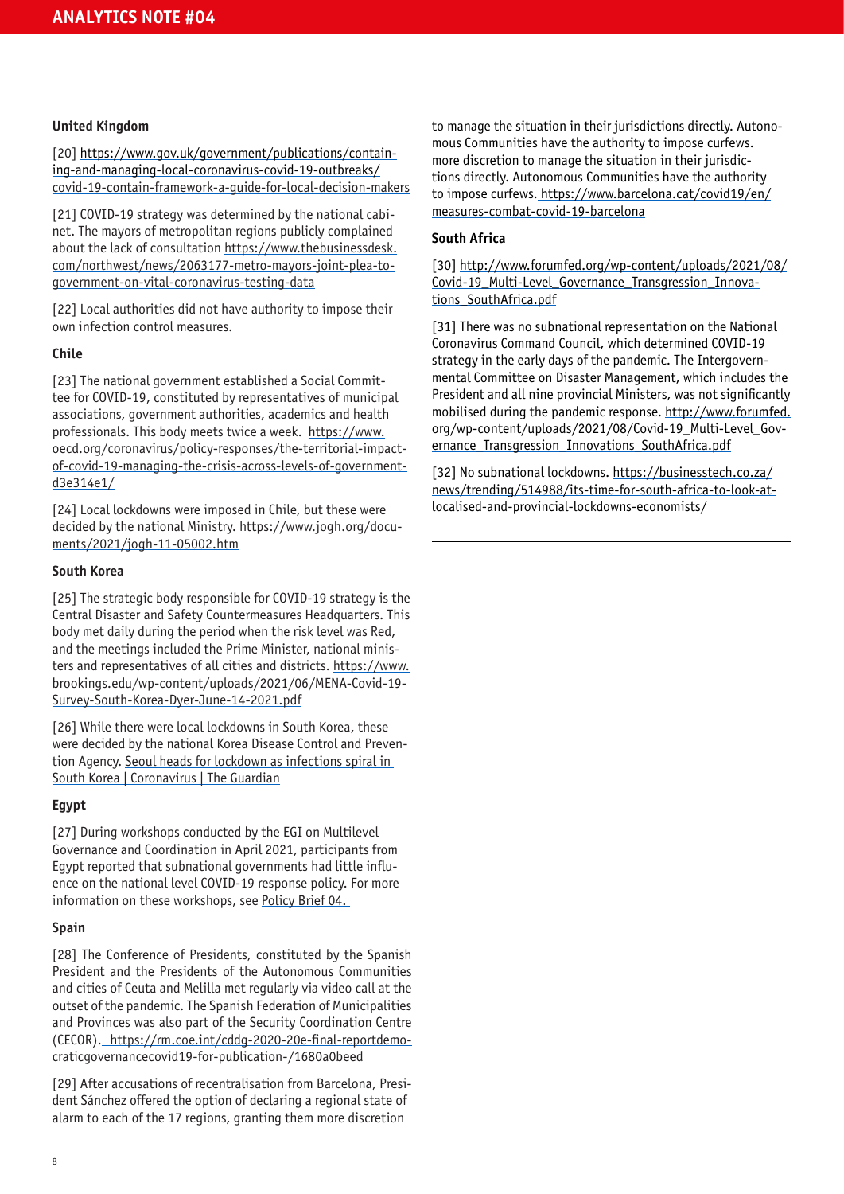**United Kingdom**

[20] https://www.gov.uk/government/publications/containing-and-managing-local-coronavirus-covid-19-outbreaks/covid-19-contain-framework-a-guide-for-local-decision-makers

[21] COVID-19 strategy was determined by the national cabinet. The mayors of metropolitan regions publicly complained about the lack of consultation https://www.thebusinessdesk.com/northwest/news/2063177-metro-mayors-joint-plea-to-government-on-vital-coronavirus-testing-data

[22] Local authorities did not have authority to impose their own infection control measures.

**Chile**

[23] The national government established a Social Committee for COVID-19, constituted by representatives of municipal associations, government authorities, academics and health professionals. This body meets twice a week. https://www.oecd.org/coronavirus/policy-responses/the-territorial-impact-of-covid-19-managing-the-crisis-across-levels-of-government-d3e314e1/

[24] Local lockdowns were imposed in Chile, but these were decided by the national Ministry. https://www.jogh.org/documents/2021/jogh-11-05002.htm

**South Korea**

[25] The strategic body responsible for COVID-19 strategy is the Central Disaster and Safety Countermeasures Headquarters. This body met daily during the period when the risk level was Red, and the meetings included the Prime Minister, national ministers and representatives of all cities and districts. https://www.brookings.edu/wp-content/uploads/2021/06/MENA-Covid-19-Survey-South-Korea-Dyer-June-14-2021.pdf

[26] While there were local lockdowns in South Korea, these were decided by the national Korea Disease Control and Prevention Agency. Seoul heads for lockdown as infections spiral in South Korea | Coronavirus | The Guardian

**Egypt**

[27] During workshops conducted by the EGI on Multilevel Governance and Coordination in April 2021, participants from Egypt reported that subnational governments had little influence on the national level COVID-19 response policy. For more information on these workshops, see Policy Brief 04.

**Spain**

[28] The Conference of Presidents, constituted by the Spanish President and the Presidents of the Autonomous Communities and cities of Ceuta and Melilla met regularly via video call at the outset of the pandemic. The Spanish Federation of Municipalities and Provinces was also part of the Security Coordination Centre (CECOR). https://rm.coe.int/cddg-2020-20e-final-reportdemocraticgovernancecovid19-for-publication-/1680a0beed

[29] After accusations of recentralisation from Barcelona, President Sánchez offered the option of declaring a regional state of alarm to each of the 17 regions, granting them more discretion to manage the situation in their jurisdictions directly. Autonomous Communities have the authority to impose curfews. more discretion to manage the situation in their jurisdictions directly. Autonomous Communities have the authority to impose curfews. https://www.barcelona.cat/covid19/en/measures-combat-covid-19-barcelona

**South Africa**

[30] http://www.forumfed.org/wp-content/uploads/2021/08/Covid-19_Multi-Level_Governance_Transgression_Innovations_SouthAfrica.pdf

[31] There was no subnational representation on the National Coronavirus Command Council, which determined COVID-19 strategy in the early days of the pandemic. The Intergovernmental Committee on Disaster Management, which includes the President and all nine provincial Ministers, was not significantly mobilised during the pandemic response. http://www.forumfed.org/wp-content/uploads/2021/08/Covid-19_Multi-Level_Governance_Transgression_Innovations_SouthAfrica.pdf

[32] No subnational lockdowns. https://businesstech.co.za/news/trending/514988/its-time-for-south-africa-to-look-at-localised-and-provincial-lockdowns-economists/